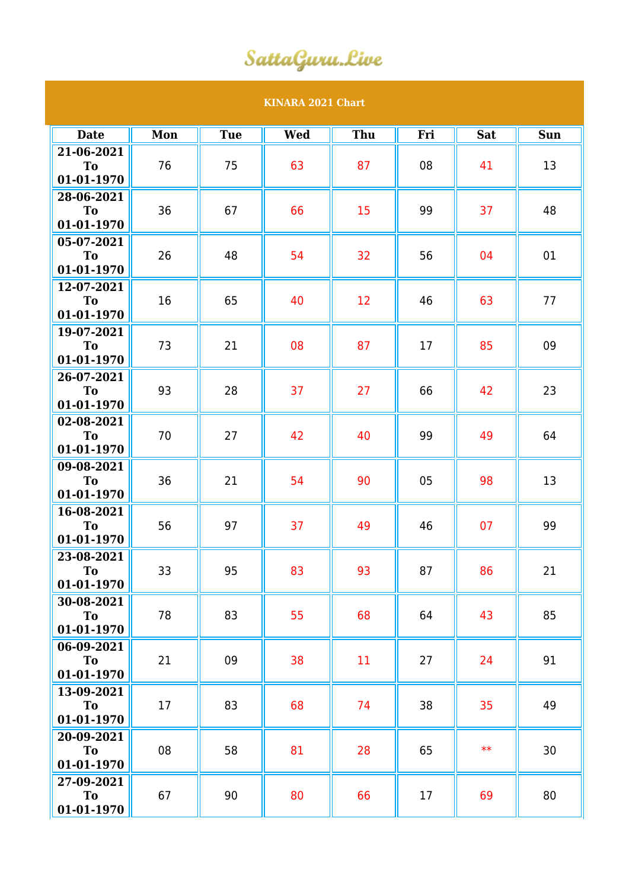SattaGuru.Live

KINARA 2021 Chart

| Date | Mon | Tue | Wed | Thu | Fri | Sat | Sun |
|---|---|---|---|---|---|---|---|
| 21-06-2021 To 01-01-1970 | 76 | 75 | 63 | 87 | 08 | 41 | 13 |
| 28-06-2021 To 01-01-1970 | 36 | 67 | 66 | 15 | 99 | 37 | 48 |
| 05-07-2021 To 01-01-1970 | 26 | 48 | 54 | 32 | 56 | 04 | 01 |
| 12-07-2021 To 01-01-1970 | 16 | 65 | 40 | 12 | 46 | 63 | 77 |
| 19-07-2021 To 01-01-1970 | 73 | 21 | 08 | 87 | 17 | 85 | 09 |
| 26-07-2021 To 01-01-1970 | 93 | 28 | 37 | 27 | 66 | 42 | 23 |
| 02-08-2021 To 01-01-1970 | 70 | 27 | 42 | 40 | 99 | 49 | 64 |
| 09-08-2021 To 01-01-1970 | 36 | 21 | 54 | 90 | 05 | 98 | 13 |
| 16-08-2021 To 01-01-1970 | 56 | 97 | 37 | 49 | 46 | 07 | 99 |
| 23-08-2021 To 01-01-1970 | 33 | 95 | 83 | 93 | 87 | 86 | 21 |
| 30-08-2021 To 01-01-1970 | 78 | 83 | 55 | 68 | 64 | 43 | 85 |
| 06-09-2021 To 01-01-1970 | 21 | 09 | 38 | 11 | 27 | 24 | 91 |
| 13-09-2021 To 01-01-1970 | 17 | 83 | 68 | 74 | 38 | 35 | 49 |
| 20-09-2021 To 01-01-1970 | 08 | 58 | 81 | 28 | 65 | ** | 30 |
| 27-09-2021 To 01-01-1970 | 67 | 90 | 80 | 66 | 17 | 69 | 80 |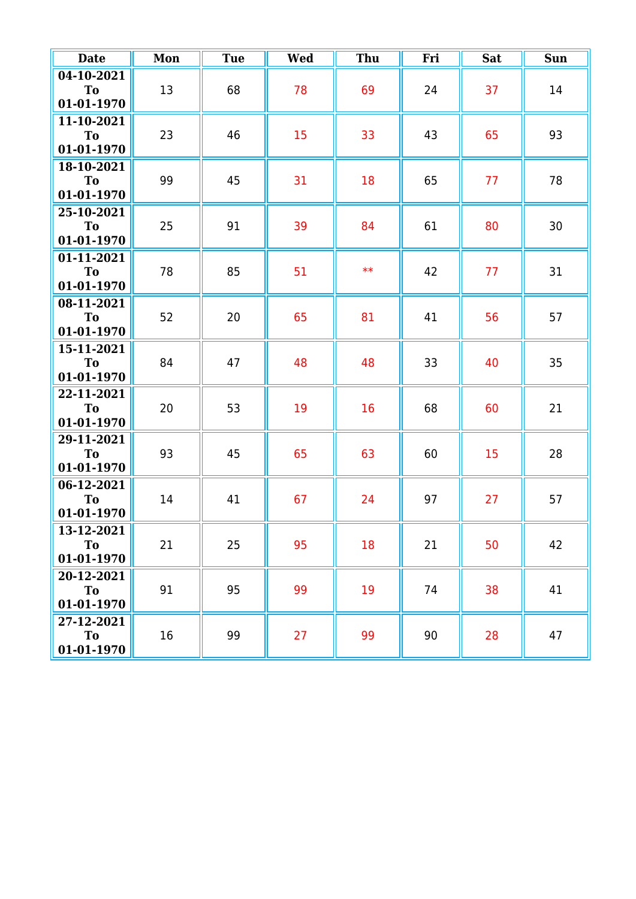| Date | Mon | Tue | Wed | Thu | Fri | Sat | Sun |
|---|---|---|---|---|---|---|---|
| **04-10-2021 To 01-01-1970** | 13 | 68 | 78 | 69 | 24 | 37 | 14 |
| **11-10-2021 To 01-01-1970** | 23 | 46 | 15 | 33 | 43 | 65 | 93 |
| **18-10-2021 To 01-01-1970** | 99 | 45 | 31 | 18 | 65 | 77 | 78 |
| **25-10-2021 To 01-01-1970** | 25 | 91 | 39 | 84 | 61 | 80 | 30 |
| **01-11-2021 To 01-01-1970** | 78 | 85 | 51 | ** | 42 | 77 | 31 |
| **08-11-2021 To 01-01-1970** | 52 | 20 | 65 | 81 | 41 | 56 | 57 |
| **15-11-2021 To 01-01-1970** | 84 | 47 | 48 | 48 | 33 | 40 | 35 |
| **22-11-2021 To 01-01-1970** | 20 | 53 | 19 | 16 | 68 | 60 | 21 |
| **29-11-2021 To 01-01-1970** | 93 | 45 | 65 | 63 | 60 | 15 | 28 |
| **06-12-2021 To 01-01-1970** | 14 | 41 | 67 | 24 | 97 | 27 | 57 |
| **13-12-2021 To 01-01-1970** | 21 | 25 | 95 | 18 | 21 | 50 | 42 |
| **20-12-2021 To 01-01-1970** | 91 | 95 | 99 | 19 | 74 | 38 | 41 |
| **27-12-2021 To 01-01-1970** | 16 | 99 | 27 | 99 | 90 | 28 | 47 |